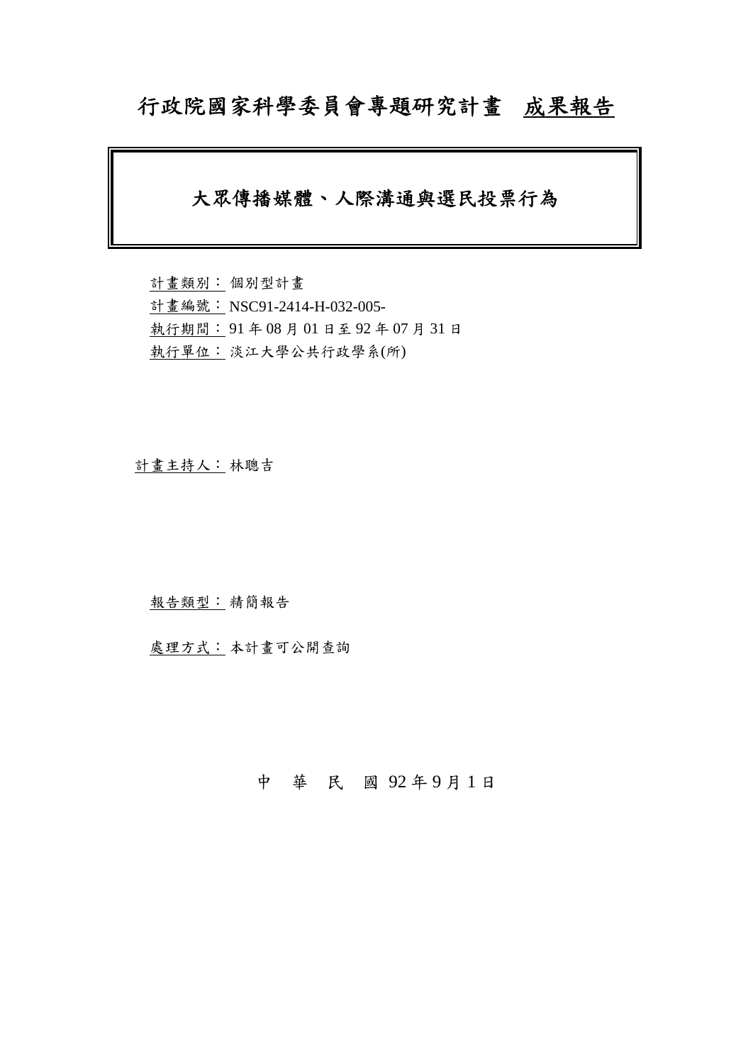# 行政院國家科學委員會專題研究計畫 成果報告

## 大眾傳播媒體、人際溝通與選民投票行為

計畫類別： 個別型計畫

計畫編號： NSC91-2414-H-032-005-

執行期間： 91 年 08 月 01 日至 92 年 07 月 31 日

執行單位： 淡江大學公共行政學系(所)

計畫主持人： 林聰吉

報告類型： 精簡報告

處理方式： 本計畫可公開查詢

中 華 民 國 92 年 9 月 1 日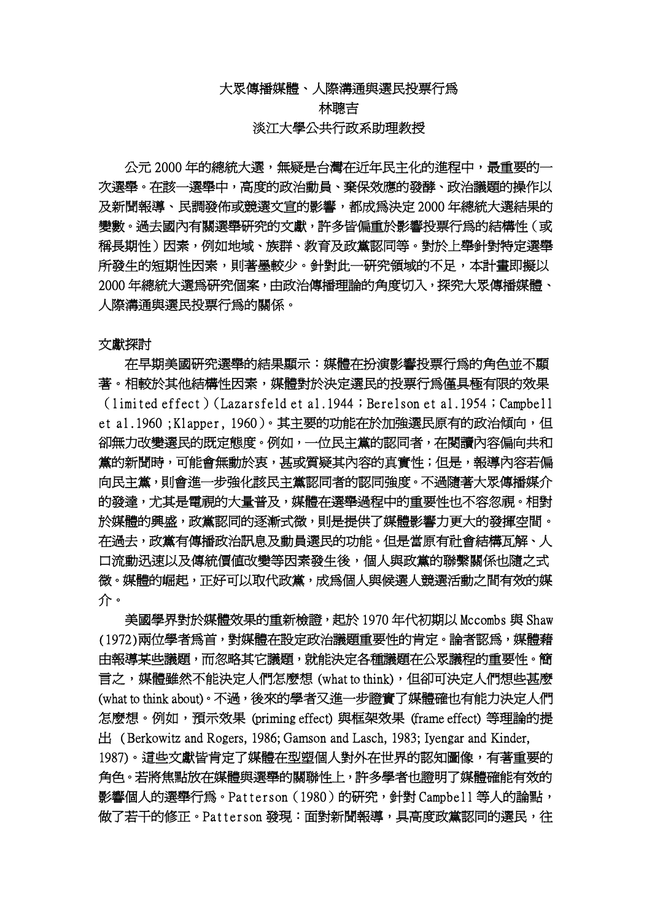# 大眾傳播媒體、人際溝通與選民投票行為

林聰吉

淡江大學公共行政系助理教授

公元 2000 年的總統大選，無疑是台灣在近年民主化的進程中，最重要的一次選舉。在該一選舉中，高度的政治動員、棄保效應的發酵、政治議題的操作以及新聞報導、民調發佈或競選文宣的影響，都成為決定 2000 年總統大選結果的變數。過去國內有關選舉研究的文獻，許多皆偏重於影響投票行為的結構性（或稱長期性）因素，例如地域、族群、教育及政黨認同等。對於上舉針對特定選舉所發生的短期性因素，則著墨較少。針對此一研究領域的不足，本計畫即擬以 2000 年總統大選為研究個案，由政治傳播理論的角度切入，探究大眾傳播媒體、人際溝通與選民投票行為的關係。

## 文獻探討

在早期美國研究選舉的結果顯示：媒體在扮演影響投票行為的角色並不顯著。相較於其他結構性因素，媒體對於決定選民的投票行為僅具極有限的效果（limited effect）(Lazarsfeld et al.1944；Berelson et al.1954；Campbell et al.1960；Klapper, 1960)。其主要的功能在於加強選民原有的政治傾向，但卻無力改變選民的既定態度。例如，一位民主黨的認同者，在閱讀內容偏向共和黨的新聞時，可能會無動於衷，甚或質疑其內容的真實性；但是，報導內容若偏向民主黨，則會進一步強化該民主黨認同者的認同強度。不過隨著大眾傳播媒介的發達，尤其是電視的大量普及，媒體在選舉過程中的重要性也不容忽視。相對於媒體的興盛，政黨認同的逐漸式微，則是提供了媒體影響力更大的發揮空間。在過去，政黨有傳播政治訊息及動員選民的功能。但是當原有社會結構瓦解、人口流動迅速以及傳統價值改變等因素發生後，個人與政黨的聯繫關係也隨之式微。媒體的崛起，正好可以取代政黨，成為個人與候選人競選活動之間有效的媒介。

美國學界對於媒體效果的重新檢證，起於 1970 年代初期以 Mccombs 與 Shaw (1972)兩位學者為首，對媒體在設定政治議題重要性的肯定。論者認為，媒體藉由報導某些議題，而忽略其它議題，就能決定各種議題在公眾議程的重要性。簡言之，媒體雖然不能決定人們怎麼想 (what to think)，但卻可決定人們想些甚麼 (what to think about)。不過，後來的學者又進一步證實了媒體確也有能力決定人們怎麼想。例如，預示效果 (priming effect) 與框架效果 (frame effect) 等理論的提出 (Berkowitz and Rogers, 1986; Gamson and Lasch, 1983; Iyengar and Kinder, 1987)。這些文獻皆肯定了媒體在型塑個人對外在世界的認知圖像，有著重要的角色。若將焦點放在媒體與選舉的關聯性上，許多學者也證明了媒體確能有效的影響個人的選舉行為。Patterson (1980) 的研究，針對 Campbell 等人的論點，做了若干的修正。Patterson 發現：面對新聞報導，具高度政黨認同的選民，往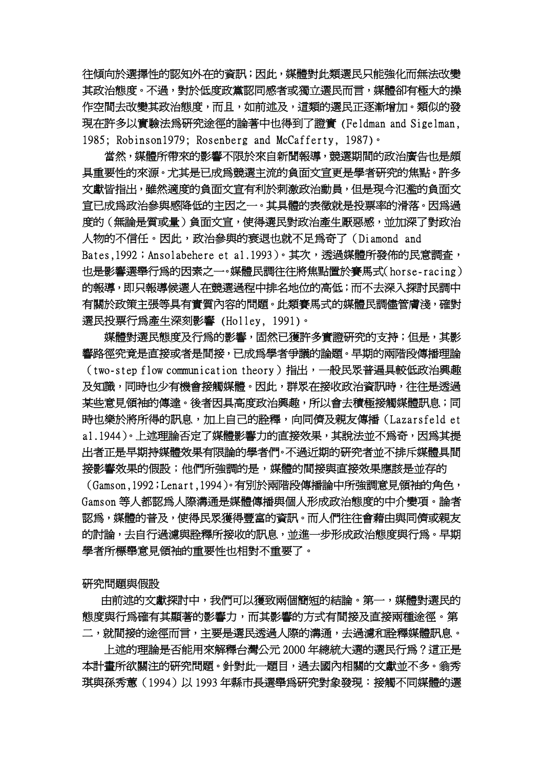往傾向於選擇性的認知外在的資訊；因此，媒體對此類選民只能強化而無法改變其政治態度。不過，對於低度政黨認同感者或獨立選民而言，媒體卻有極大的操作空間去改變其政治態度，而且，如前述及，這類的選民正逐漸增加。類似的發現在許多以實驗法爲研究途徑的論著中也得到了證實 (Feldman and Sigelman, 1985; Robinson1979; Rosenberg and McCafferty, 1987)。

當然，媒體所帶來的影響不限於來自新聞報導，競選期間的政治廣告也是頗具重要性的來源。尤其是已成爲競選主流的負面文宣更是學者研究的焦點。許多文獻皆指出，雖然適度的負面文宣有利於刺激政治動員，但是現今氾濫的負面文宣已成爲政治參與感降低的主因之一。其具體的表徵就是投票率的滑落。因爲過度的（無論是質或量）負面文宣，使得選民對政治產生厭惡感，並加深了對政治人物的不信任。因此，政治參與的衰退也就不足爲奇了（Diamond and Bates,1992；Ansolabehere et al.1993）。其次，透過媒體所發佈的民意調查，也是影響選舉行爲的因素之一。媒體民調往往將焦點置於賽馬式(horse-racing)的報導，即只報導候選人在競選過程中排名地位的高低；而不去深入探討民調中有關於政策主張等具有實質內容的問題。此類賽馬式的媒體民調儘管膚淺，確對選民投票行爲產生深刻影響 (Holley, 1991)。

媒體對選民態度及行爲的影響，固然已獲許多實證研究的支持；但是，其影響路徑究竟是直接或者是間接，已成爲學者爭議的論題。早期的兩階段傳播理論（two-step flow communication theory）指出，一般民眾普遍具較低政治興趣及知識，同時也少有機會接觸媒體。因此，群眾在接收政治資訊時，往往是透過某些意見領袖的傳達。後者因具高度政治興趣，所以會去積極接觸媒體訊息；同時也樂於將所得的訊息，加上自己的詮釋，向同儕及親友傳播（Lazarsfeld et al.1944）。上述理論否定了媒體影響力的直接效果，其說法並不爲奇，因爲其提出者正是早期持媒體效果有限論的學者們。不過近期的研究者並不排斥媒體具間接影響效果的假設；他們所強調的是，媒體的間接與直接效果應該是並存的（Gamson,1992；Lenart,1994）。有別於兩階段傳播論中所強調意見領袖的角色，Gamson 等人都認爲人際溝通是媒體傳播與個人形成政治態度的中介變項。論者認爲，媒體的普及，使得民眾獲得豐富的資訊。而人們往往會藉由與同儕或親友的討論，去自行過濾與詮釋所接收的訊息，並進一步形成政治態度與行爲。早期學者所標舉意見領袖的重要性也相對不重要了。

## 研究問題與假設

由前述的文獻探討中，我們可以獲致兩個簡短的結論。第一，媒體對選民的態度與行爲確有其顯著的影響力，而其影響的方式有間接及直接兩種途徑。第二，就間接的途徑而言，主要是選民透過人際的溝通，去過濾和詮釋媒體訊息。

上述的理論是否能用來解釋台灣公元 2000 年總統大選的選民行爲？這正是本計畫所欲關注的研究問題。針對此一題目，過去國內相關的文獻並不多。翁秀琪與孫秀蕙（1994）以 1993 年縣市長選舉爲研究對象發現：接觸不同媒體的選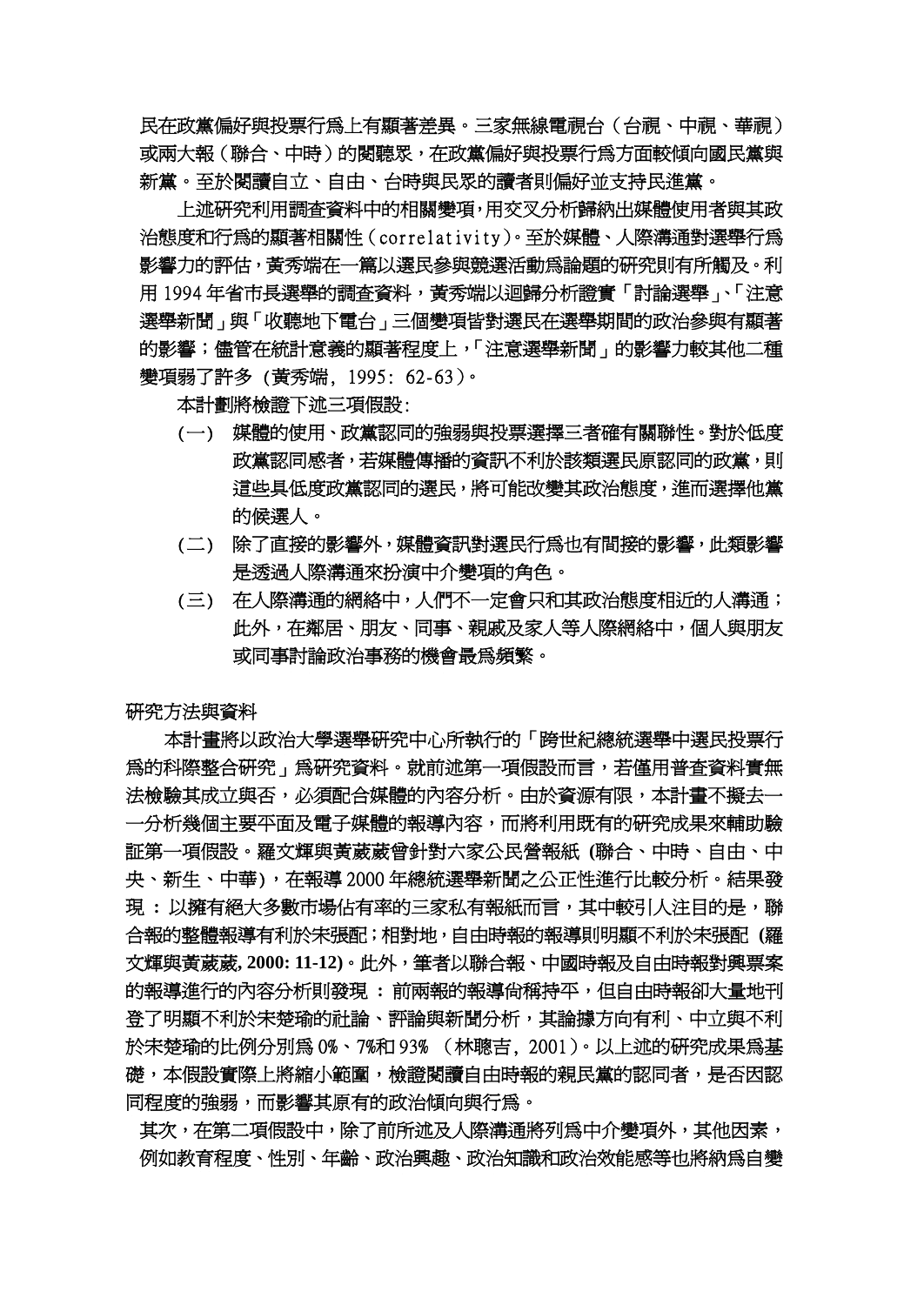民在政黨偏好與投票行為上有顯著差異。三家無線電視台（台視、中視、華視）或兩大報（聯合、中時）的閱聽眾，在政黨偏好與投票行為方面較傾向國民黨與新黨。至於閱讀自立、自由、台時與民眾的讀者則偏好並支持民進黨。

上述研究利用調查資料中的相關變項，用交叉分析歸納出媒體使用者與其政治態度和行為的顯著相關性（correlativity）。至於媒體、人際溝通對選舉行為影響力的評估，黃秀端在一篇以選民參與競選活動為論題的研究則有所觸及。利用 1994 年省市長選舉的調查資料，黃秀端以迴歸分析證實「討論選舉」、「注意選舉新聞」與「收聽地下電台」三個變項皆對選民在選舉期間的政治參與有顯著的影響；儘管在統計意義的顯著程度上，「注意選舉新聞」的影響力較其他二種變項弱了許多（黃秀端，1995：62-63）。

本計劃將檢證下述三項假設：

(一) 媒體的使用、政黨認同的強弱與投票選擇三者確有關聯性。對於低度政黨認同感者，若媒體傳播的資訊不利於該類選民原認同的政黨，則這些具低度政黨認同的選民，將可能改變其政治態度，進而選擇他黨的候選人。

(二) 除了直接的影響外，媒體資訊對選民行為也有間接的影響，此類影響是透過人際溝通來扮演中介變項的角色。

(三) 在人際溝通的網絡中，人們不一定會只和其政治態度相近的人溝通；此外，在鄰居、朋友、同事、親戚及家人等人際網絡中，個人與朋友或同事討論政治事務的機會最為頻繁。

## 研究方法與資料

本計畫將以政治大學選舉研究中心所執行的「跨世紀總統選舉中選民投票行為的科際整合研究」為研究資料。就前述第一項假設而言，若僅用普查資料實無法檢驗其成立與否，必須配合媒體的內容分析。由於資源有限，本計畫不擬去一一分析幾個主要平面及電子媒體的報導內容，而將利用既有的研究成果來輔助驗証第一項假設。羅文輝與黃葳葳曾針對六家公民營報紙（聯合、中時、自由、中央、新生、中華），在報導 2000 年總統選舉新聞之公正性進行比較分析。結果發現：以擁有絕大多數市場佔有率的三家私有報紙而言，其中較引人注目的是，聯合報的整體報導有利於宋張配；相對地，自由時報的報導則明顯不利於宋張配（羅文輝與黃葳葳, 2000: 11-12）。此外，筆者以聯合報、中國時報及自由時報對興票案的報導進行的內容分析則發現：前兩報的報導尚稱持平，但自由時報卻大量地刊登了明顯不利於宋楚瑜的社論、評論與新聞分析，其論據方向有利、中立與不利於宋楚瑜的比例分別為 0%、7%和 93%（林聰吉，2001）。以上述的研究成果為基礎，本假設實際上將縮小範圍，檢證閱讀自由時報的親民黨的認同者，是否因認同程度的強弱，而影響其原有的政治傾向與行為。

其次，在第二項假設中，除了前所述及人際溝通將列為中介變項外，其他因素，例如教育程度、性別、年齡、政治興趣、政治知識和政治效能感等也將納為自變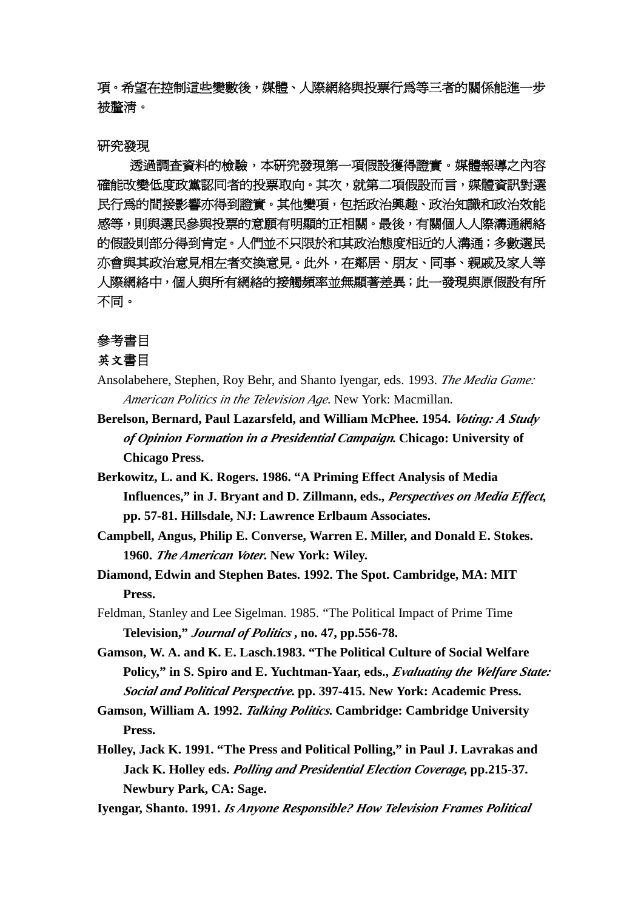項。希望在控制這些變數後，媒體、人際網絡與投票行爲等三者的關係能進一步被釐清。

研究發現

透過調查資料的檢驗，本研究發現第一項假設獲得證實。媒體報導之內容確能改變低度政黨認同者的投票取向。其次，就第二項假設而言，媒體資訊對選民行爲的間接影響亦得到證實。其他變項，包括政治興趣、政治知識和政治效能感等，則與選民參與投票的意願有明顯的正相關。最後，有關個人人際溝通網絡的假設則部分得到肯定。人們並不只限於和其政治態度相近的人溝通；多數選民亦會與其政治意見相左者交換意見。此外，在鄰居、朋友、同事、親戚及家人等人際網絡中，個人與所有網絡的接觸頻率並無顯著差異；此一發現與原假設有所不同。

參考書目

英文書目

Ansolabehere, Stephen, Roy Behr, and Shanto Iyengar, eds. 1993. *The Media Game: American Politics in the Television Age*. New York: Macmillan.

**Berelson, Bernard, Paul Lazarsfeld, and William McPhee. 1954. *Voting: A Study of Opinion Formation in a Presidential Campaign*. Chicago: University of Chicago Press.**

**Berkowitz, L. and K. Rogers. 1986. "A Priming Effect Analysis of Media Influences," in J. Bryant and D. Zillmann, eds., *Perspectives on Media Effect*, pp. 57-81. Hillsdale, NJ: Lawrence Erlbaum Associates.**

**Campbell, Angus, Philip E. Converse, Warren E. Miller, and Donald E. Stokes. 1960. *The American Voter*. New York: Wiley.**

**Diamond, Edwin and Stephen Bates. 1992. The Spot. Cambridge, MA: MIT Press.**

Feldman, Stanley and Lee Sigelman. 1985. "The Political Impact of Prime Time **Television," *Journal of Politics* , no. 47, pp.556-78.**

**Gamson, W. A. and K. E. Lasch.1983. "The Political Culture of Social Welfare Policy," in S. Spiro and E. Yuchtman-Yaar, eds., *Evaluating the Welfare State: Social and Political Perspective*. pp. 397-415. New York: Academic Press.**

**Gamson, William A. 1992. *Talking Politics*. Cambridge: Cambridge University Press.**

**Holley, Jack K. 1991. "The Press and Political Polling," in Paul J. Lavrakas and Jack K. Holley eds. *Polling and Presidential Election Coverage*, pp.215-37. Newbury Park, CA: Sage.**

**Iyengar, Shanto. 1991. *Is Anyone Responsible? How Television Frames Political***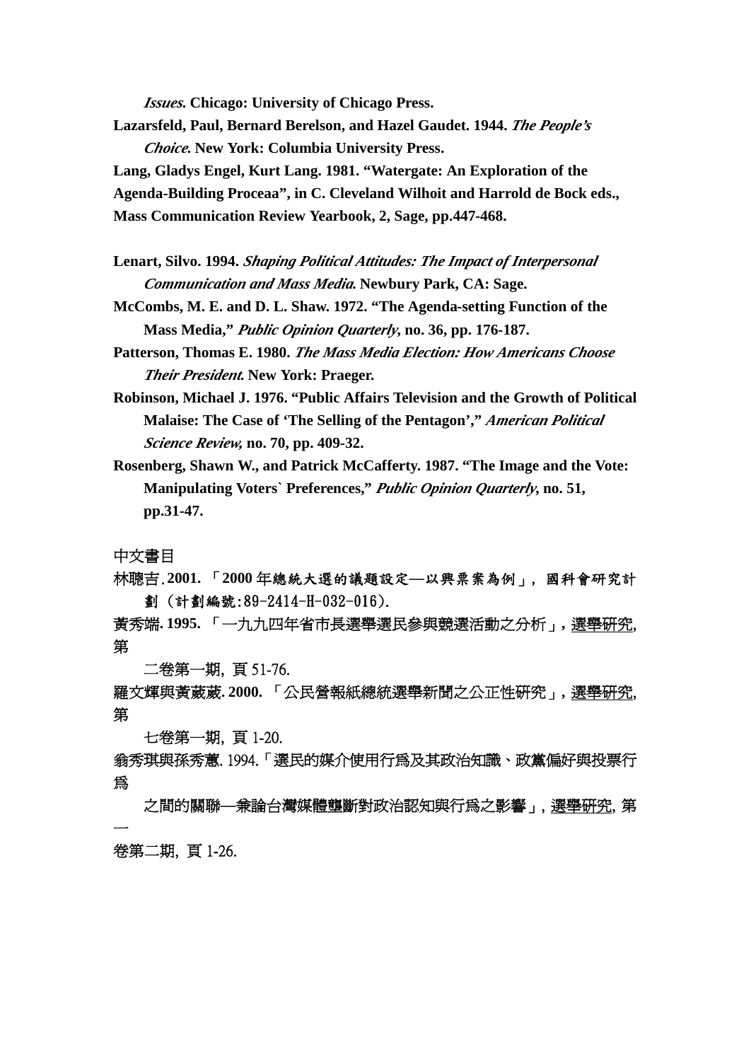**_Issues_. Chicago: University of Chicago Press.**

**Lazarsfeld, Paul, Bernard Berelson, and Hazel Gaudet. 1944. _The People's Choice_. New York: Columbia University Press.**

**Lang, Gladys Engel, Kurt Lang. 1981. "Watergate: An Exploration of the Agenda-Building Proceaa", in C. Cleveland Wilhoit and Harrold de Bock eds., Mass Communication Review Yearbook, 2, Sage, pp.447-468.**

**Lenart, Silvo. 1994. _Shaping Political Attitudes: The Impact of Interpersonal Communication and Mass Media_. Newbury Park, CA: Sage.**

**McCombs, M. E. and D. L. Shaw. 1972. "The Agenda-setting Function of the Mass Media," _Public Opinion Quarterly_, no. 36, pp. 176-187.**

**Patterson, Thomas E. 1980. _The Mass Media Election: How Americans Choose Their President_. New York: Praeger.**

**Robinson, Michael J. 1976. "Public Affairs Television and the Growth of Political Malaise: The Case of 'The Selling of the Pentagon'," _American Political Science Review,_ no. 70, pp. 409-32.**

**Rosenberg, Shawn W., and Patrick McCafferty. 1987. "The Image and the Vote: Manipulating Voters` Preferences," _Public Opinion Quarterly_, no. 51, pp.31-47.**

中文書目

林聰吉.**2001.** 「**2000** 年總統大選的議題設定—以興票案為例」, 國科會研究計劃（計劃編號:89-2414-H-032-016).

黃秀端. **1995.** 「一九九四年省市長選舉選民參與競選活動之分析」, 選舉研究, 第二卷第一期, 頁 51-76.

羅文輝與黃葳葳. **2000.** 「公民營報紙總統選舉新聞之公正性研究」, 選舉研究, 第七卷第一期, 頁 1-20.

翁秀琪與孫秀蕙. 1994.「選民的媒介使用行為及其政治知識、政黨偏好與投票行為之間的關聯—兼論台灣媒體壟斷對政治認知與行為之影響」, 選舉研究, 第一卷第二期, 頁 1-26.